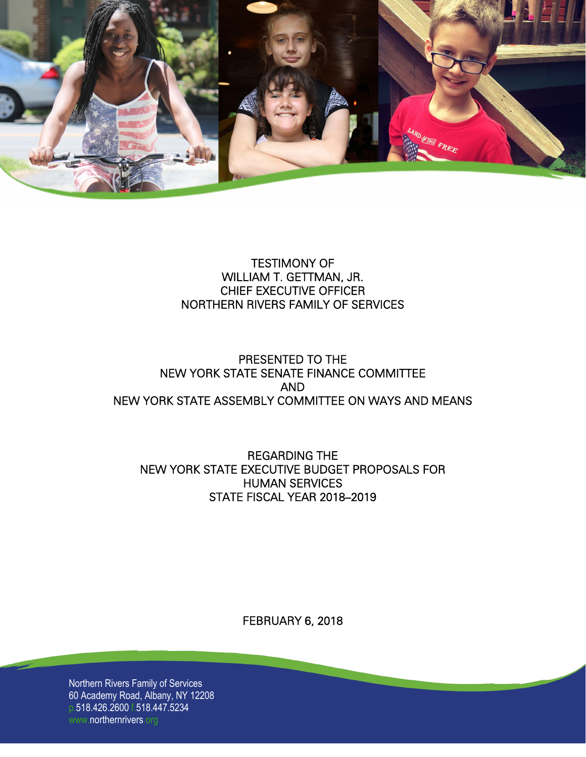TESTIMONY OF
WILLIAM T. GETTMAN, JR.
CHIEF EXECUTIVE OFFICER
NORTHERN RIVERS FAMILY OF SERVICES

PRESENTED TO THE
NEW YORK STATE SENATE FINANCE COMMITTEE
AND
NEW YORK STATE ASSEMBLY COMMITTEE ON WAYS AND MEANS

REGARDING THE
NEW YORK STATE EXECUTIVE BUDGET PROPOSALS FOR
HUMAN SERVICES
STATE FISCAL YEAR 2018–2019

FEBRUARY 6, 2018

Northern Rivers Family of Services
60 Academy Road, Albany, NY 12208
p.518.426.2600 f.518.447.5234
www.northernrivers.org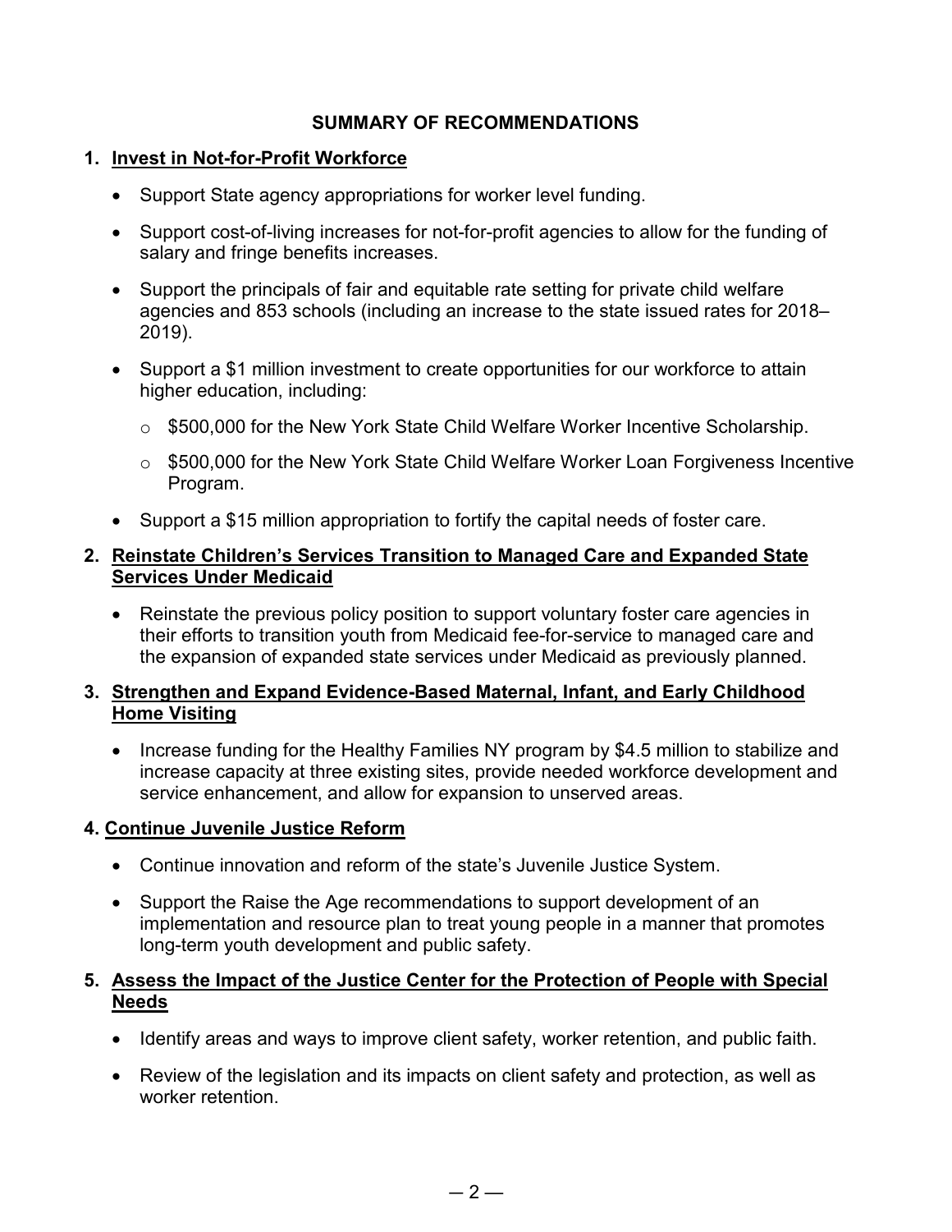## SUMMARY OF RECOMMENDATIONS

### 1. Invest in Not-for-Profit Workforce

- Support State agency appropriations for worker level funding.
- Support cost-of-living increases for not-for-profit agencies to allow for the funding of salary and fringe benefits increases.
- Support the principals of fair and equitable rate setting for private child welfare agencies and 853 schools (including an increase to the state issued rates for 2018–2019).
- Support a $1 million investment to create opportunities for our workforce to attain higher education, including:
  - $500,000 for the New York State Child Welfare Worker Incentive Scholarship.
  - $500,000 for the New York State Child Welfare Worker Loan Forgiveness Incentive Program.
- Support a $15 million appropriation to fortify the capital needs of foster care.

### 2. Reinstate Children's Services Transition to Managed Care and Expanded State Services Under Medicaid

- Reinstate the previous policy position to support voluntary foster care agencies in their efforts to transition youth from Medicaid fee-for-service to managed care and the expansion of expanded state services under Medicaid as previously planned.

### 3. Strengthen and Expand Evidence-Based Maternal, Infant, and Early Childhood Home Visiting

- Increase funding for the Healthy Families NY program by $4.5 million to stabilize and increase capacity at three existing sites, provide needed workforce development and service enhancement, and allow for expansion to unserved areas.

### 4. Continue Juvenile Justice Reform

- Continue innovation and reform of the state's Juvenile Justice System.
- Support the Raise the Age recommendations to support development of an implementation and resource plan to treat young people in a manner that promotes long-term youth development and public safety.

### 5. Assess the Impact of the Justice Center for the Protection of People with Special Needs

- Identify areas and ways to improve client safety, worker retention, and public faith.
- Review of the legislation and its impacts on client safety and protection, as well as worker retention.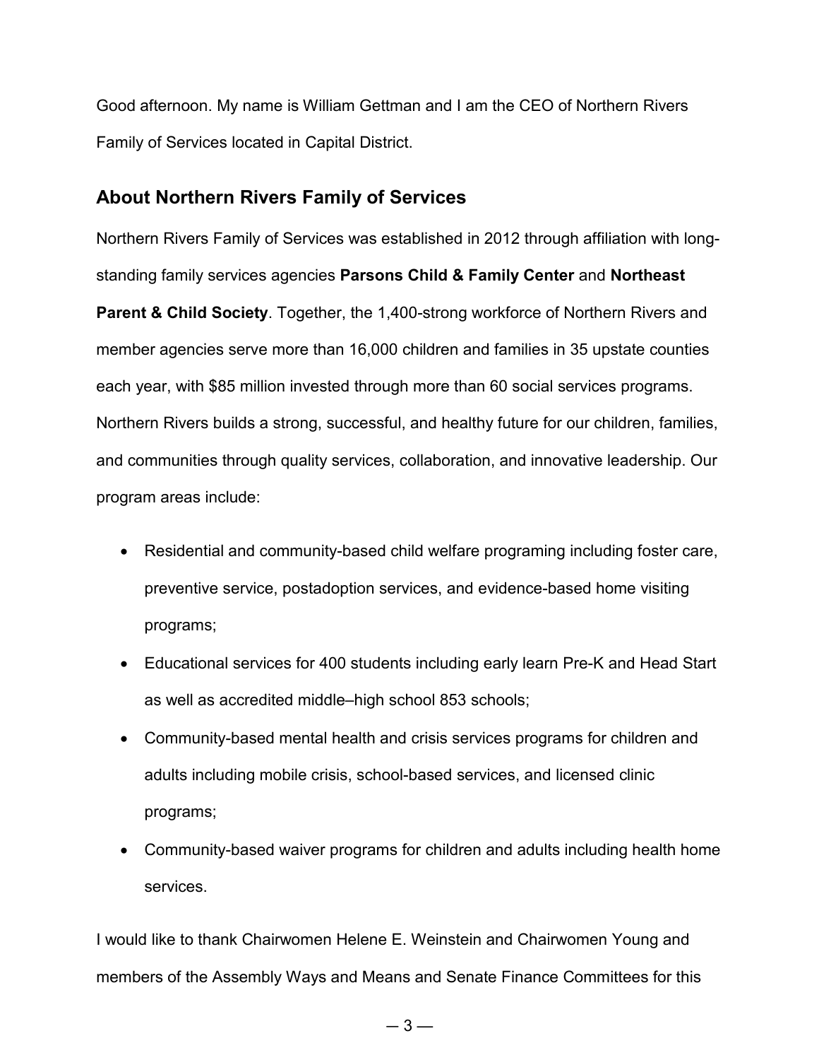Good afternoon. My name is William Gettman and I am the CEO of Northern Rivers Family of Services located in Capital District.

## About Northern Rivers Family of Services

Northern Rivers Family of Services was established in 2012 through affiliation with long-standing family services agencies **Parsons Child & Family Center** and **Northeast Parent & Child Society**. Together, the 1,400-strong workforce of Northern Rivers and member agencies serve more than 16,000 children and families in 35 upstate counties each year, with $85 million invested through more than 60 social services programs. Northern Rivers builds a strong, successful, and healthy future for our children, families, and communities through quality services, collaboration, and innovative leadership. Our program areas include:

- Residential and community-based child welfare programing including foster care, preventive service, postadoption services, and evidence-based home visiting programs;
- Educational services for 400 students including early learn Pre-K and Head Start as well as accredited middle–high school 853 schools;
- Community-based mental health and crisis services programs for children and adults including mobile crisis, school-based services, and licensed clinic programs;
- Community-based waiver programs for children and adults including health home services.

I would like to thank Chairwomen Helene E. Weinstein and Chairwomen Young and members of the Assembly Ways and Means and Senate Finance Committees for this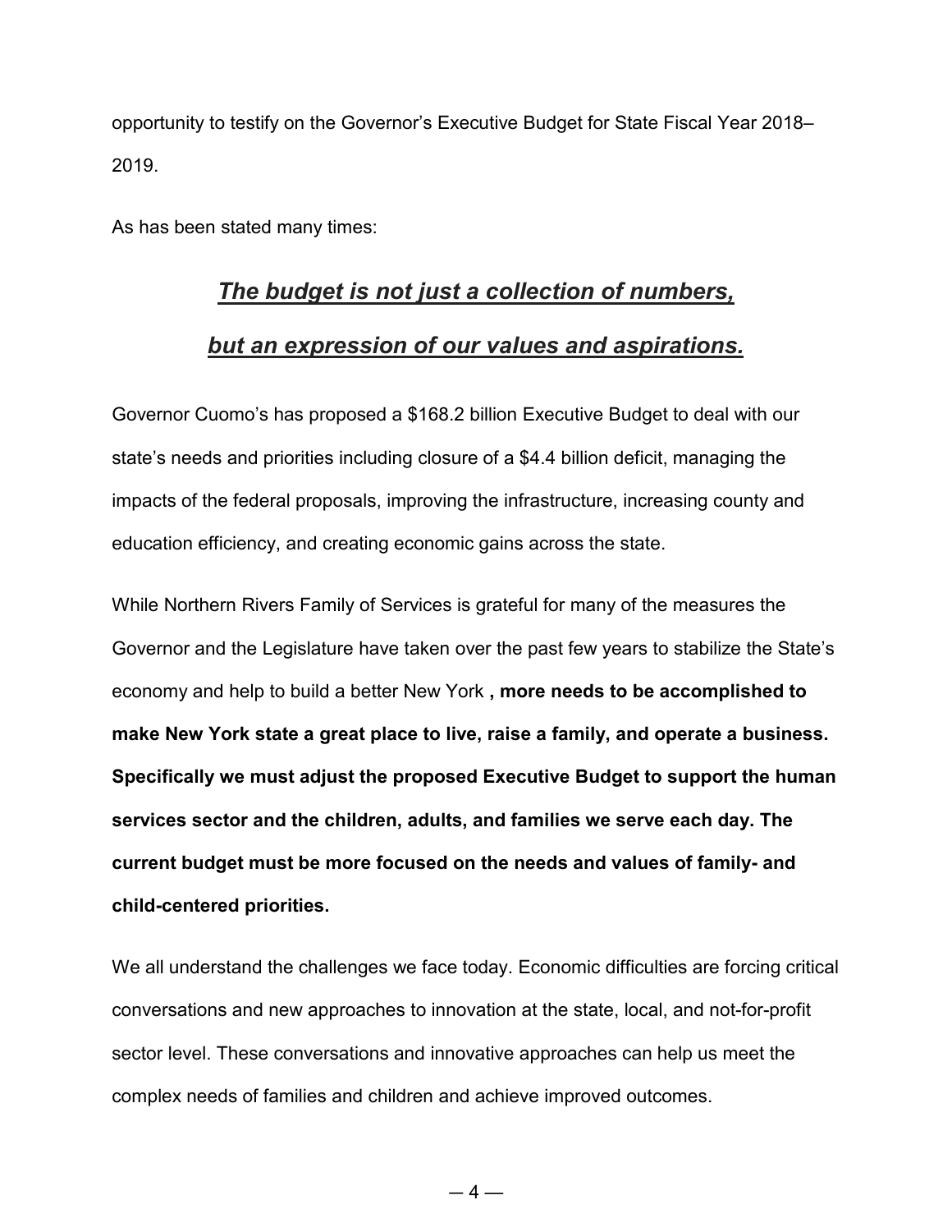opportunity to testify on the Governor's Executive Budget for State Fiscal Year 2018–2019.

As has been stated many times:

***<u>The budget is not just a collection of numbers,</u>***

***<u>but an expression of our values and aspirations.</u>***

Governor Cuomo's has proposed a $168.2 billion Executive Budget to deal with our state's needs and priorities including closure of a $4.4 billion deficit, managing the impacts of the federal proposals, improving the infrastructure, increasing county and education efficiency, and creating economic gains across the state.

While Northern Rivers Family of Services is grateful for many of the measures the Governor and the Legislature have taken over the past few years to stabilize the State's economy and help to build a better New York **, more needs to be accomplished to make New York state a great place to live, raise a family, and operate a business. Specifically we must adjust the proposed Executive Budget to support the human services sector and the children, adults, and families we serve each day. The current budget must be more focused on the needs and values of family- and child-centered priorities.**

We all understand the challenges we face today. Economic difficulties are forcing critical conversations and new approaches to innovation at the state, local, and not-for-profit sector level. These conversations and innovative approaches can help us meet the complex needs of families and children and achieve improved outcomes.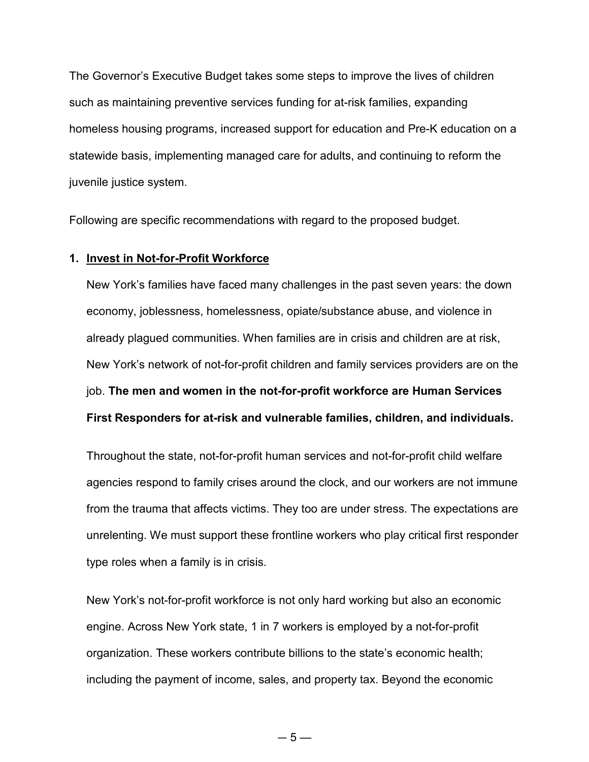The Governor's Executive Budget takes some steps to improve the lives of children such as maintaining preventive services funding for at-risk families, expanding homeless housing programs, increased support for education and Pre-K education on a statewide basis, implementing managed care for adults, and continuing to reform the juvenile justice system.

Following are specific recommendations with regard to the proposed budget.

1. **Invest in Not-for-Profit Workforce**

   New York's families have faced many challenges in the past seven years: the down economy, joblessness, homelessness, opiate/substance abuse, and violence in already plagued communities. When families are in crisis and children are at risk, New York's network of not-for-profit children and family services providers are on the job. **The men and women in the not-for-profit workforce are Human Services First Responders for at-risk and vulnerable families, children, and individuals.**

   Throughout the state, not-for-profit human services and not-for-profit child welfare agencies respond to family crises around the clock, and our workers are not immune from the trauma that affects victims. They too are under stress. The expectations are unrelenting. We must support these frontline workers who play critical first responder type roles when a family is in crisis.

   New York's not-for-profit workforce is not only hard working but also an economic engine. Across New York state, 1 in 7 workers is employed by a not-for-profit organization. These workers contribute billions to the state's economic health; including the payment of income, sales, and property tax. Beyond the economic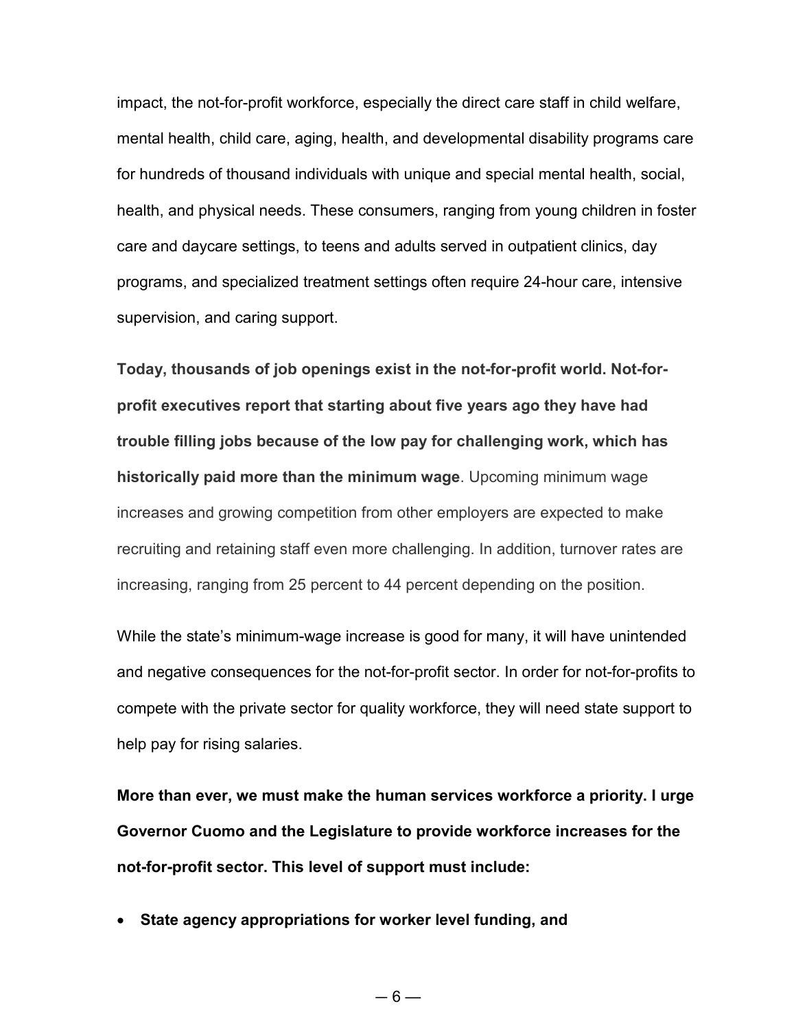impact, the not-for-profit workforce, especially the direct care staff in child welfare, mental health, child care, aging, health, and developmental disability programs care for hundreds of thousand individuals with unique and special mental health, social, health, and physical needs. These consumers, ranging from young children in foster care and daycare settings, to teens and adults served in outpatient clinics, day programs, and specialized treatment settings often require 24-hour care, intensive supervision, and caring support.

**Today, thousands of job openings exist in the not-for-profit world. Not-for-profit executives report that starting about five years ago they have had trouble filling jobs because of the low pay for challenging work, which has historically paid more than the minimum wage**. Upcoming minimum wage increases and growing competition from other employers are expected to make recruiting and retaining staff even more challenging. In addition, turnover rates are increasing, ranging from 25 percent to 44 percent depending on the position.

While the state's minimum-wage increase is good for many, it will have unintended and negative consequences for the not-for-profit sector. In order for not-for-profits to compete with the private sector for quality workforce, they will need state support to help pay for rising salaries.

**More than ever, we must make the human services workforce a priority. I urge Governor Cuomo and the Legislature to provide workforce increases for the not-for-profit sector. This level of support must include:**

- **State agency appropriations for worker level funding, and**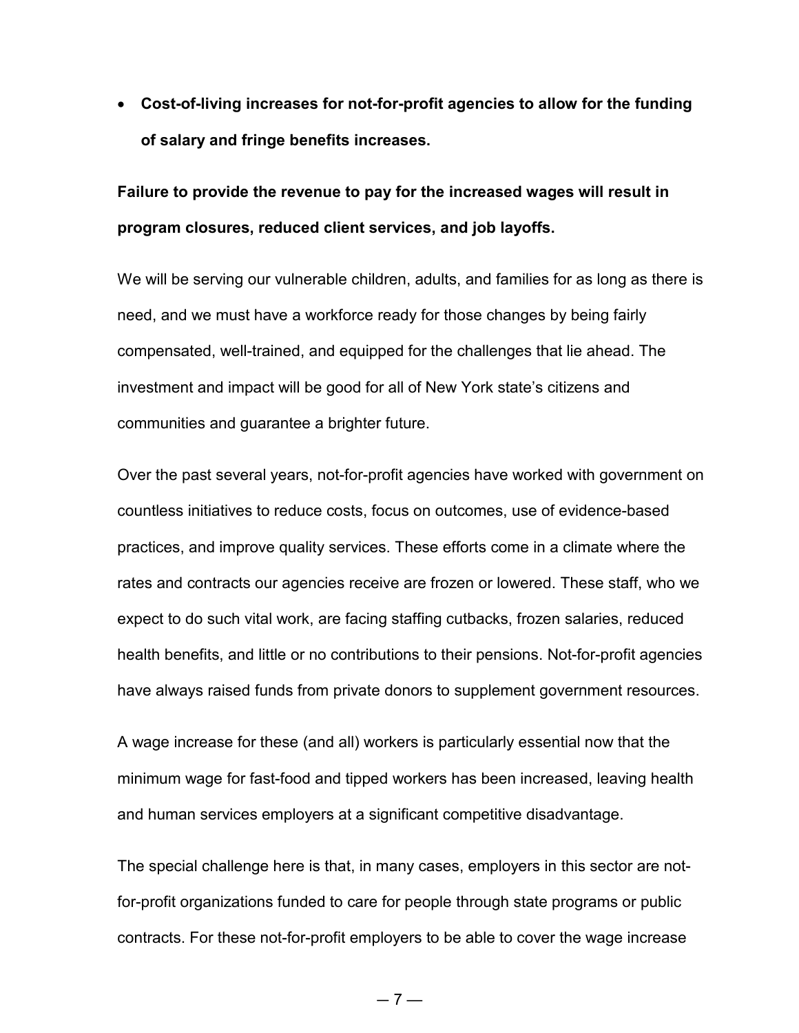- **Cost-of-living increases for not-for-profit agencies to allow for the funding of salary and fringe benefits increases.**

**Failure to provide the revenue to pay for the increased wages will result in program closures, reduced client services, and job layoffs.**

We will be serving our vulnerable children, adults, and families for as long as there is need, and we must have a workforce ready for those changes by being fairly compensated, well-trained, and equipped for the challenges that lie ahead. The investment and impact will be good for all of New York state's citizens and communities and guarantee a brighter future.

Over the past several years, not-for-profit agencies have worked with government on countless initiatives to reduce costs, focus on outcomes, use of evidence-based practices, and improve quality services. These efforts come in a climate where the rates and contracts our agencies receive are frozen or lowered. These staff, who we expect to do such vital work, are facing staffing cutbacks, frozen salaries, reduced health benefits, and little or no contributions to their pensions. Not-for-profit agencies have always raised funds from private donors to supplement government resources.

A wage increase for these (and all) workers is particularly essential now that the minimum wage for fast-food and tipped workers has been increased, leaving health and human services employers at a significant competitive disadvantage.

The special challenge here is that, in many cases, employers in this sector are not-for-profit organizations funded to care for people through state programs or public contracts. For these not-for-profit employers to be able to cover the wage increase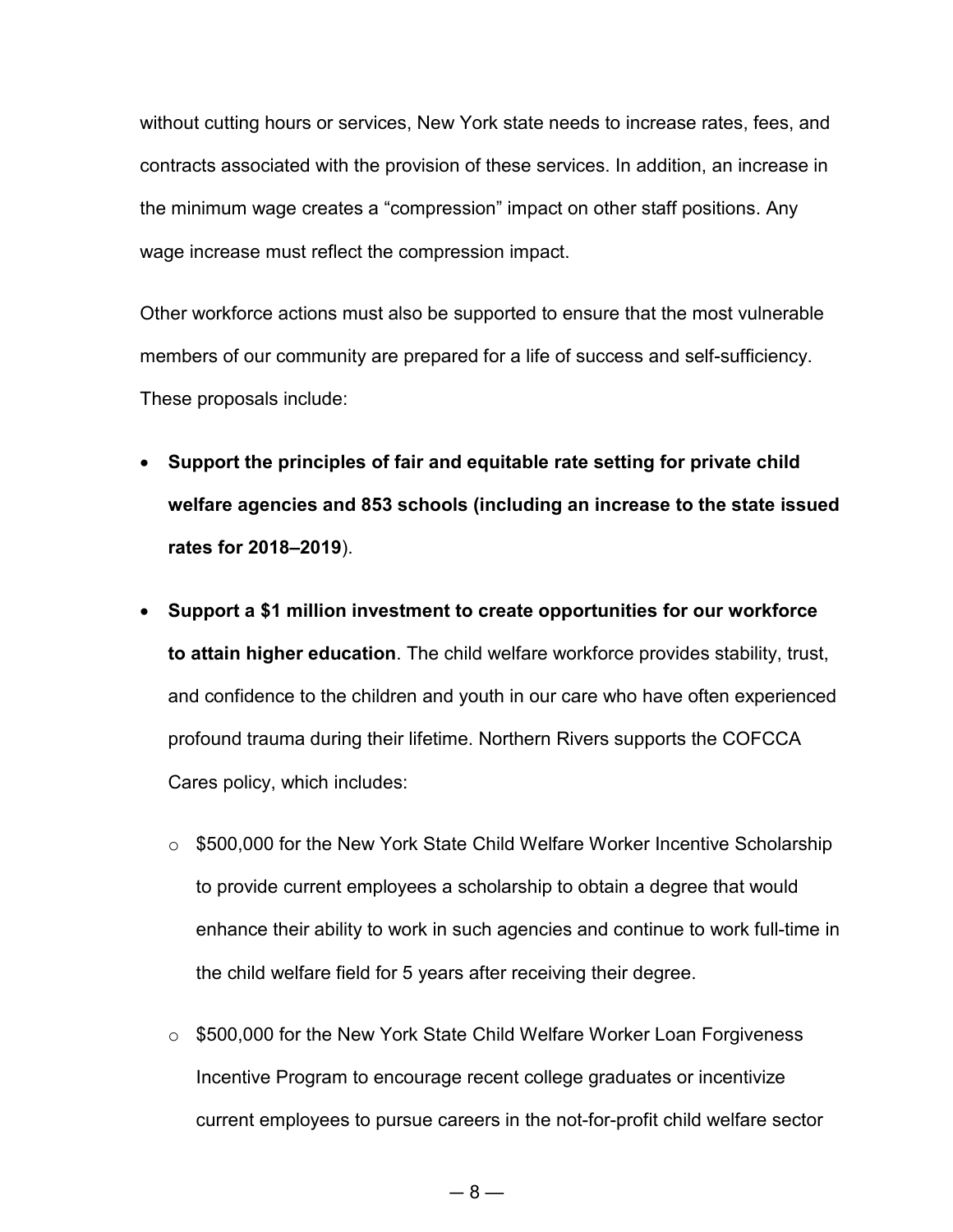without cutting hours or services, New York state needs to increase rates, fees, and contracts associated with the provision of these services. In addition, an increase in the minimum wage creates a "compression" impact on other staff positions. Any wage increase must reflect the compression impact.

Other workforce actions must also be supported to ensure that the most vulnerable members of our community are prepared for a life of success and self-sufficiency. These proposals include:

- **Support the principles of fair and equitable rate setting for private child welfare agencies and 853 schools (including an increase to the state issued rates for 2018–2019**).
- **Support a $1 million investment to create opportunities for our workforce to attain higher education**. The child welfare workforce provides stability, trust, and confidence to the children and youth in our care who have often experienced profound trauma during their lifetime. Northern Rivers supports the COFCCA Cares policy, which includes:
  - $500,000 for the New York State Child Welfare Worker Incentive Scholarship to provide current employees a scholarship to obtain a degree that would enhance their ability to work in such agencies and continue to work full-time in the child welfare field for 5 years after receiving their degree.
  - $500,000 for the New York State Child Welfare Worker Loan Forgiveness Incentive Program to encourage recent college graduates or incentivize current employees to pursue careers in the not-for-profit child welfare sector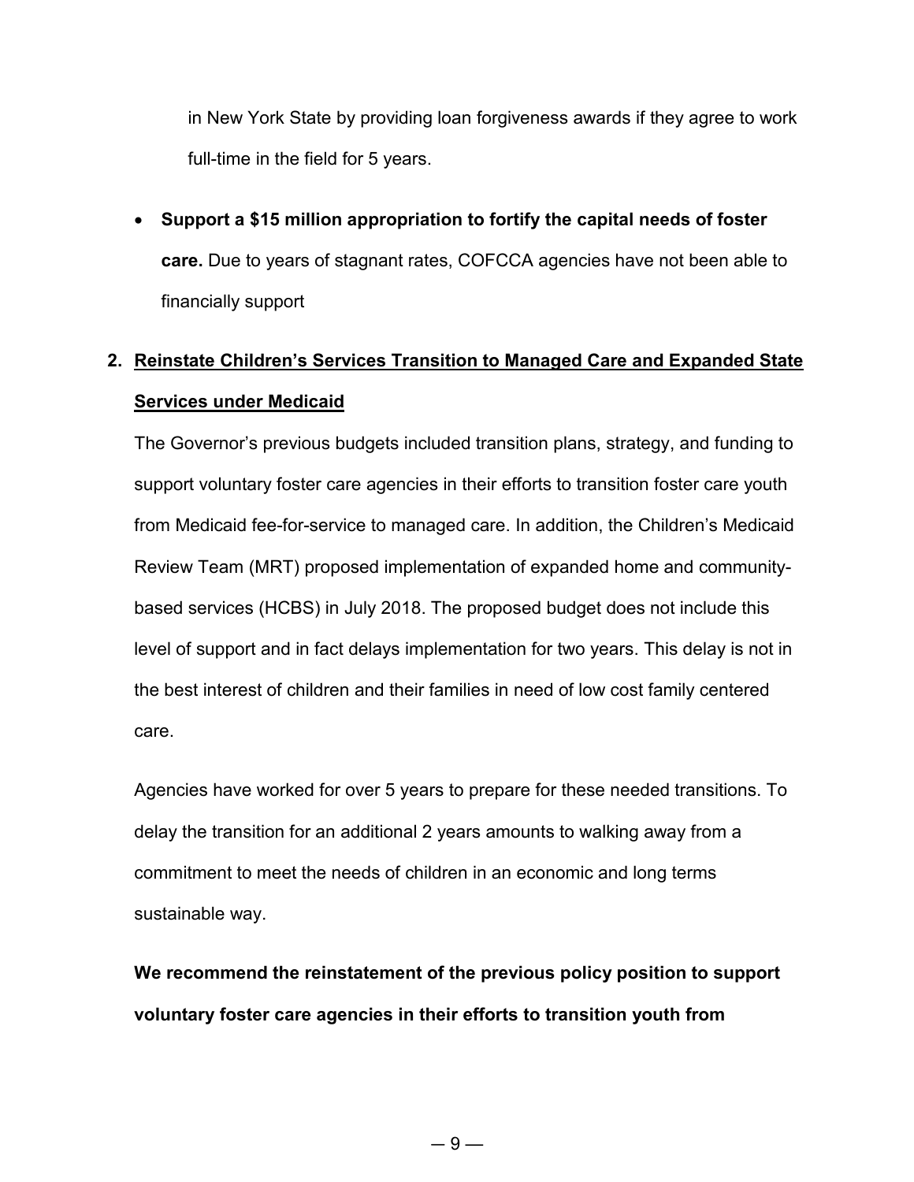in New York State by providing loan forgiveness awards if they agree to work full-time in the field for 5 years.

- **Support a $15 million appropriation to fortify the capital needs of foster care.** Due to years of stagnant rates, COFCCA agencies have not been able to financially support

2. **<u>Reinstate Children's Services Transition to Managed Care and Expanded State Services under Medicaid</u>**

The Governor's previous budgets included transition plans, strategy, and funding to support voluntary foster care agencies in their efforts to transition foster care youth from Medicaid fee-for-service to managed care. In addition, the Children's Medicaid Review Team (MRT) proposed implementation of expanded home and community-based services (HCBS) in July 2018. The proposed budget does not include this level of support and in fact delays implementation for two years. This delay is not in the best interest of children and their families in need of low cost family centered care.

Agencies have worked for over 5 years to prepare for these needed transitions. To delay the transition for an additional 2 years amounts to walking away from a commitment to meet the needs of children in an economic and long terms sustainable way.

**We recommend the reinstatement of the previous policy position to support voluntary foster care agencies in their efforts to transition youth from**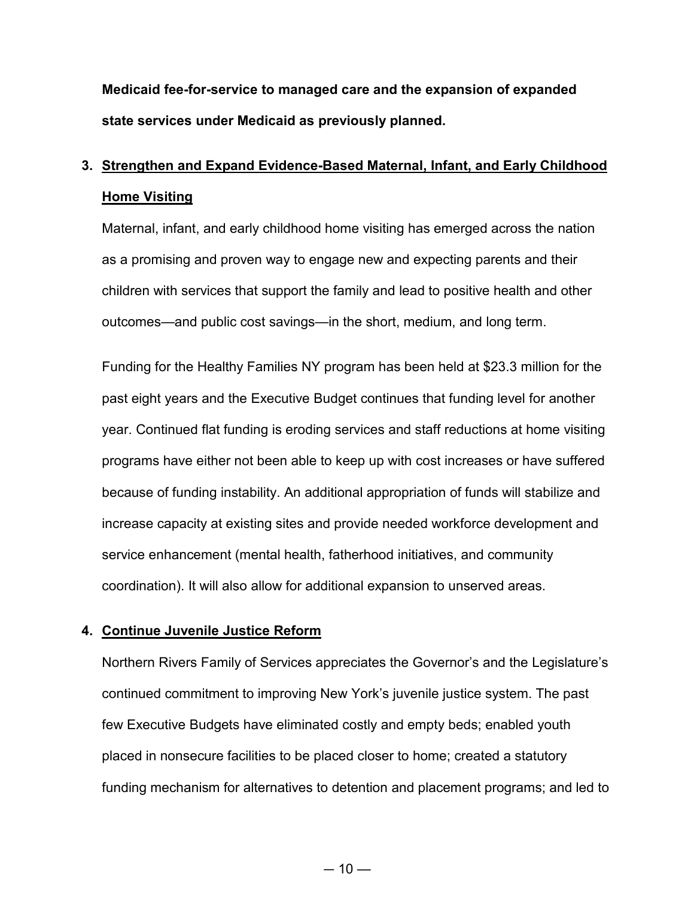**Medicaid fee-for-service to managed care and the expansion of expanded state services under Medicaid as previously planned.**

3. **Strengthen and Expand Evidence-Based Maternal, Infant, and Early Childhood Home Visiting**

   Maternal, infant, and early childhood home visiting has emerged across the nation as a promising and proven way to engage new and expecting parents and their children with services that support the family and lead to positive health and other outcomes—and public cost savings—in the short, medium, and long term.

   Funding for the Healthy Families NY program has been held at $23.3 million for the past eight years and the Executive Budget continues that funding level for another year. Continued flat funding is eroding services and staff reductions at home visiting programs have either not been able to keep up with cost increases or have suffered because of funding instability. An additional appropriation of funds will stabilize and increase capacity at existing sites and provide needed workforce development and service enhancement (mental health, fatherhood initiatives, and community coordination). It will also allow for additional expansion to unserved areas.

4. **Continue Juvenile Justice Reform**

   Northern Rivers Family of Services appreciates the Governor's and the Legislature's continued commitment to improving New York's juvenile justice system. The past few Executive Budgets have eliminated costly and empty beds; enabled youth placed in nonsecure facilities to be placed closer to home; created a statutory funding mechanism for alternatives to detention and placement programs; and led to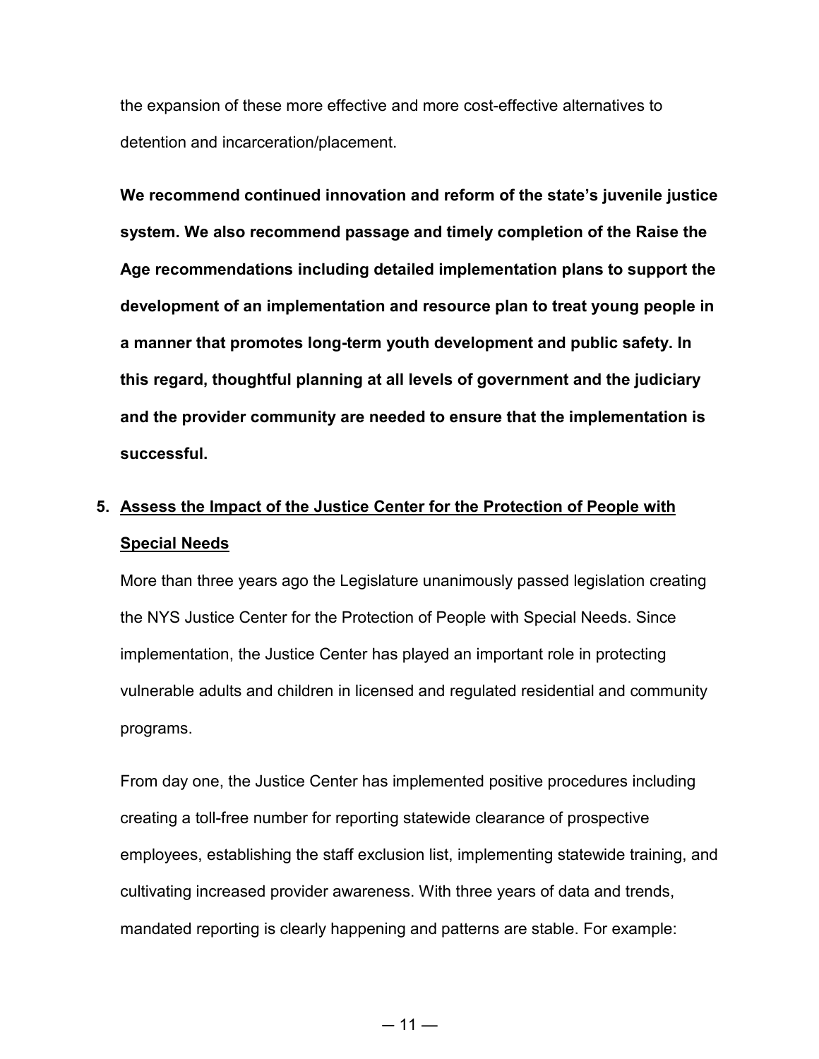the expansion of these more effective and more cost-effective alternatives to detention and incarceration/placement.

**We recommend continued innovation and reform of the state's juvenile justice system. We also recommend passage and timely completion of the Raise the Age recommendations including detailed implementation plans to support the development of an implementation and resource plan to treat young people in a manner that promotes long-term youth development and public safety. In this regard, thoughtful planning at all levels of government and the judiciary and the provider community are needed to ensure that the implementation is successful.**

## 5. Assess the Impact of the Justice Center for the Protection of People with Special Needs

More than three years ago the Legislature unanimously passed legislation creating the NYS Justice Center for the Protection of People with Special Needs. Since implementation, the Justice Center has played an important role in protecting vulnerable adults and children in licensed and regulated residential and community programs.

From day one, the Justice Center has implemented positive procedures including creating a toll-free number for reporting statewide clearance of prospective employees, establishing the staff exclusion list, implementing statewide training, and cultivating increased provider awareness. With three years of data and trends, mandated reporting is clearly happening and patterns are stable. For example: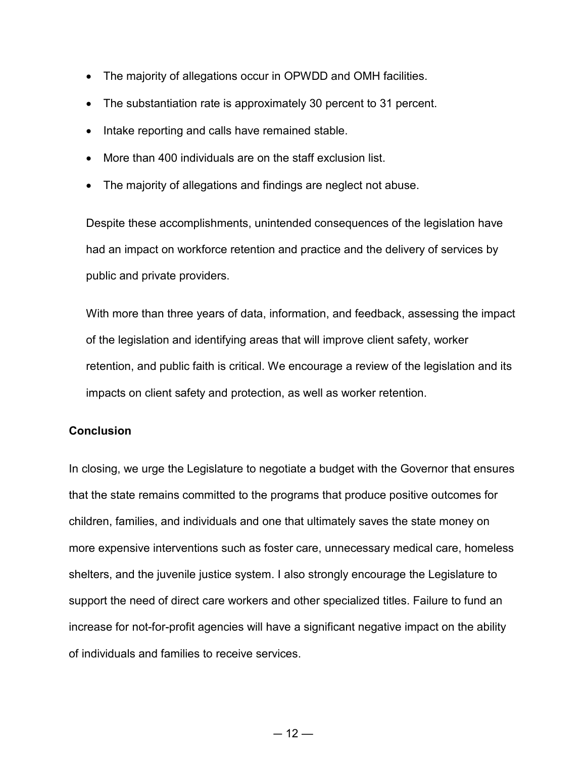- The majority of allegations occur in OPWDD and OMH facilities.
- The substantiation rate is approximately 30 percent to 31 percent.
- Intake reporting and calls have remained stable.
- More than 400 individuals are on the staff exclusion list.
- The majority of allegations and findings are neglect not abuse.

Despite these accomplishments, unintended consequences of the legislation have had an impact on workforce retention and practice and the delivery of services by public and private providers.

With more than three years of data, information, and feedback, assessing the impact of the legislation and identifying areas that will improve client safety, worker retention, and public faith is critical. We encourage a review of the legislation and its impacts on client safety and protection, as well as worker retention.

**Conclusion**

In closing, we urge the Legislature to negotiate a budget with the Governor that ensures that the state remains committed to the programs that produce positive outcomes for children, families, and individuals and one that ultimately saves the state money on more expensive interventions such as foster care, unnecessary medical care, homeless shelters, and the juvenile justice system. I also strongly encourage the Legislature to support the need of direct care workers and other specialized titles. Failure to fund an increase for not-for-profit agencies will have a significant negative impact on the ability of individuals and families to receive services.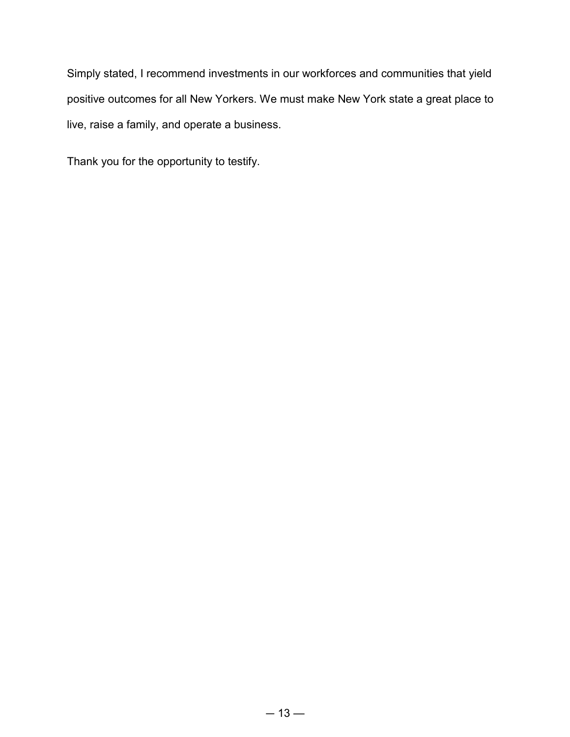Simply stated, I recommend investments in our workforces and communities that yield positive outcomes for all New Yorkers. We must make New York state a great place to live, raise a family, and operate a business.

Thank you for the opportunity to testify.